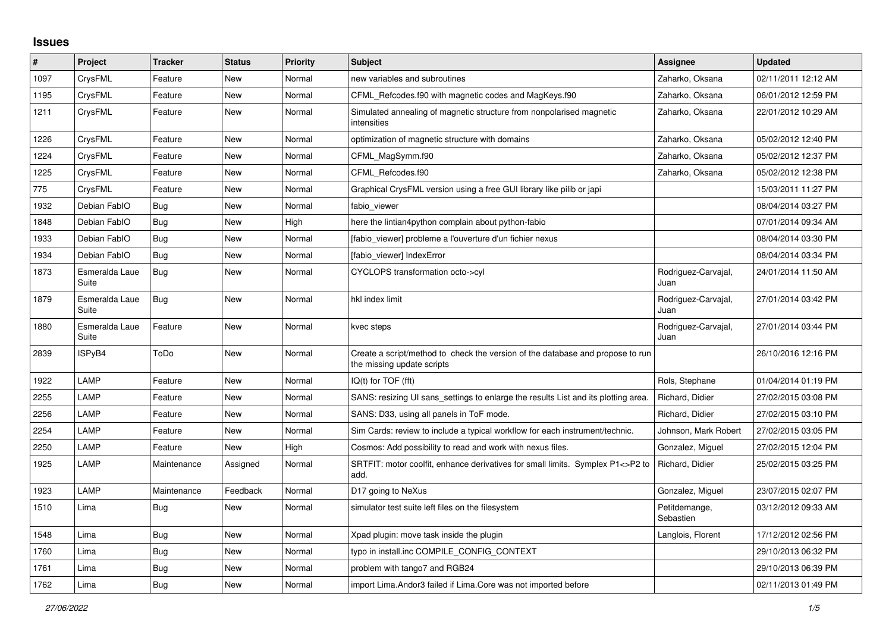# Issues

| # | Project | Tracker | Status | Priority | Subject | Assignee | Updated |
|---|---|---|---|---|---|---|---|
| 1097 | CrysFML | Feature | New | Normal | new variables and subroutines | Zaharko, Oksana | 02/11/2011 12:12 AM |
| 1195 | CrysFML | Feature | New | Normal | CFML_Refcodes.f90 with magnetic codes and MagKeys.f90 | Zaharko, Oksana | 06/01/2012 12:59 PM |
| 1211 | CrysFML | Feature | New | Normal | Simulated annealing of magnetic structure from nonpolarised magnetic intensities | Zaharko, Oksana | 22/01/2012 10:29 AM |
| 1226 | CrysFML | Feature | New | Normal | optimization of magnetic structure with domains | Zaharko, Oksana | 05/02/2012 12:40 PM |
| 1224 | CrysFML | Feature | New | Normal | CFML_MagSymm.f90 | Zaharko, Oksana | 05/02/2012 12:37 PM |
| 1225 | CrysFML | Feature | New | Normal | CFML_Refcodes.f90 | Zaharko, Oksana | 05/02/2012 12:38 PM |
| 775 | CrysFML | Feature | New | Normal | Graphical CrysFML version using a free GUI library like pilib or japi | | 15/03/2011 11:27 PM |
| 1932 | Debian FabIO | Bug | New | Normal | fabio_viewer | | 08/04/2014 03:27 PM |
| 1848 | Debian FabIO | Bug | New | High | here the lintian4python complain about python-fabio | | 07/01/2014 09:34 AM |
| 1933 | Debian FabIO | Bug | New | Normal | [fabio_viewer] probleme a l'ouverture d'un fichier nexus | | 08/04/2014 03:30 PM |
| 1934 | Debian FabIO | Bug | New | Normal | [fabio_viewer] IndexError | | 08/04/2014 03:34 PM |
| 1873 | Esmeralda Laue Suite | Bug | New | Normal | CYCLOPS transformation octo->cyl | Rodriguez-Carvajal, Juan | 24/01/2014 11:50 AM |
| 1879 | Esmeralda Laue Suite | Bug | New | Normal | hkl index limit | Rodriguez-Carvajal, Juan | 27/01/2014 03:42 PM |
| 1880 | Esmeralda Laue Suite | Feature | New | Normal | kvec steps | Rodriguez-Carvajal, Juan | 27/01/2014 03:44 PM |
| 2839 | ISPyB4 | ToDo | New | Normal | Create a script/method to check the version of the database and propose to run the missing update scripts | | 26/10/2016 12:16 PM |
| 1922 | LAMP | Feature | New | Normal | IQ(t) for TOF (fft) | Rols, Stephane | 01/04/2014 01:19 PM |
| 2255 | LAMP | Feature | New | Normal | SANS: resizing UI sans_settings to enlarge the results List and its plotting area. | Richard, Didier | 27/02/2015 03:08 PM |
| 2256 | LAMP | Feature | New | Normal | SANS: D33, using all panels in ToF mode. | Richard, Didier | 27/02/2015 03:10 PM |
| 2254 | LAMP | Feature | New | Normal | Sim Cards: review to include a typical workflow for each instrument/technic. | Johnson, Mark Robert | 27/02/2015 03:05 PM |
| 2250 | LAMP | Feature | New | High | Cosmos: Add possibility to read and work with nexus files. | Gonzalez, Miguel | 27/02/2015 12:04 PM |
| 1925 | LAMP | Maintenance | Assigned | Normal | SRTFIT: motor coolfit, enhance derivatives for small limits. Symplex P1<>P2 to add. | Richard, Didier | 25/02/2015 03:25 PM |
| 1923 | LAMP | Maintenance | Feedback | Normal | D17 going to NeXus | Gonzalez, Miguel | 23/07/2015 02:07 PM |
| 1510 | Lima | Bug | New | Normal | simulator test suite left files on the filesystem | Petitdemange, Sebastien | 03/12/2012 09:33 AM |
| 1548 | Lima | Bug | New | Normal | Xpad plugin: move task inside the plugin | Langlois, Florent | 17/12/2012 02:56 PM |
| 1760 | Lima | Bug | New | Normal | typo in install.inc COMPILE_CONFIG_CONTEXT | | 29/10/2013 06:32 PM |
| 1761 | Lima | Bug | New | Normal | problem with tango7 and RGB24 | | 29/10/2013 06:39 PM |
| 1762 | Lima | Bug | New | Normal | import Lima.Andor3 failed if Lima.Core was not imported before | | 02/11/2013 01:49 PM |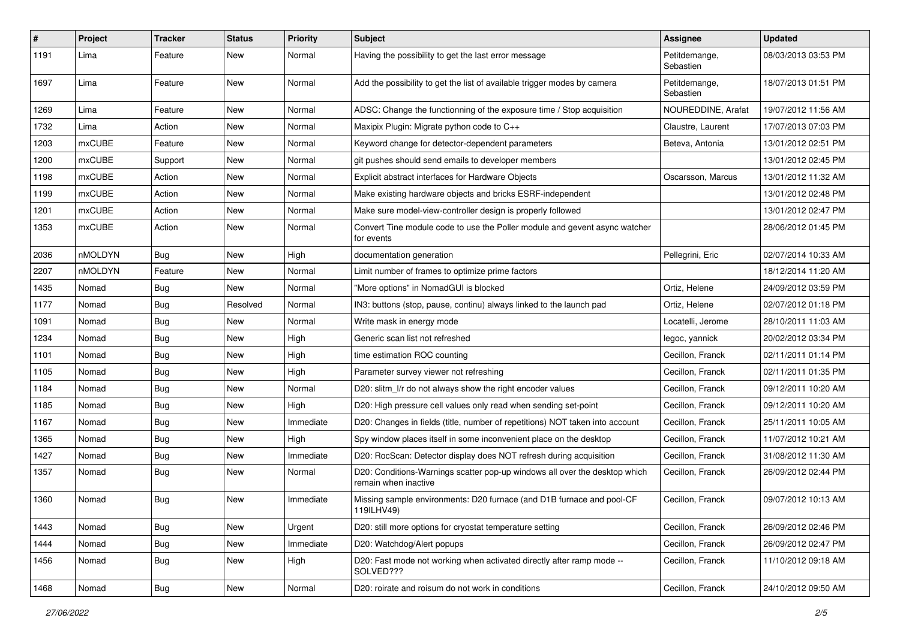| # | Project | Tracker | Status | Priority | Subject | Assignee | Updated |
|---|---|---|---|---|---|---|---|
| 1191 | Lima | Feature | New | Normal | Having the possibility to get the last error message | Petitdemange, Sebastien | 08/03/2013 03:53 PM |
| 1697 | Lima | Feature | New | Normal | Add the possibility to get the list of available trigger modes by camera | Petitdemange, Sebastien | 18/07/2013 01:51 PM |
| 1269 | Lima | Feature | New | Normal | ADSC: Change the functionning of the exposure time / Stop acquisition | NOUREDDINE, Arafat | 19/07/2012 11:56 AM |
| 1732 | Lima | Action | New | Normal | Maxipix Plugin: Migrate python code to C++ | Claustre, Laurent | 17/07/2013 07:03 PM |
| 1203 | mxCUBE | Feature | New | Normal | Keyword change for detector-dependent parameters | Beteva, Antonia | 13/01/2012 02:51 PM |
| 1200 | mxCUBE | Support | New | Normal | git pushes should send emails to developer members | | 13/01/2012 02:45 PM |
| 1198 | mxCUBE | Action | New | Normal | Explicit abstract interfaces for Hardware Objects | Oscarsson, Marcus | 13/01/2012 11:32 AM |
| 1199 | mxCUBE | Action | New | Normal | Make existing hardware objects and bricks ESRF-independent | | 13/01/2012 02:48 PM |
| 1201 | mxCUBE | Action | New | Normal | Make sure model-view-controller design is properly followed | | 13/01/2012 02:47 PM |
| 1353 | mxCUBE | Action | New | Normal | Convert Tine module code to use the Poller module and gevent async watcher for events | | 28/06/2012 01:45 PM |
| 2036 | nMOLDYN | Bug | New | High | documentation generation | Pellegrini, Eric | 02/07/2014 10:33 AM |
| 2207 | nMOLDYN | Feature | New | Normal | Limit number of frames to optimize prime factors | | 18/12/2014 11:20 AM |
| 1435 | Nomad | Bug | New | Normal | "More options" in NomadGUI is blocked | Ortiz, Helene | 24/09/2012 03:59 PM |
| 1177 | Nomad | Bug | Resolved | Normal | IN3: buttons (stop, pause, continu) always linked to the launch pad | Ortiz, Helene | 02/07/2012 01:18 PM |
| 1091 | Nomad | Bug | New | Normal | Write mask in energy mode | Locatelli, Jerome | 28/10/2011 11:03 AM |
| 1234 | Nomad | Bug | New | High | Generic scan list not refreshed | legoc, yannick | 20/02/2012 03:34 PM |
| 1101 | Nomad | Bug | New | High | time estimation ROC counting | Cecillon, Franck | 02/11/2011 01:14 PM |
| 1105 | Nomad | Bug | New | High | Parameter survey viewer not refreshing | Cecillon, Franck | 02/11/2011 01:35 PM |
| 1184 | Nomad | Bug | New | Normal | D20: slitm_l/r do not always show the right encoder values | Cecillon, Franck | 09/12/2011 10:20 AM |
| 1185 | Nomad | Bug | New | High | D20: High pressure cell values only read when sending set-point | Cecillon, Franck | 09/12/2011 10:20 AM |
| 1167 | Nomad | Bug | New | Immediate | D20: Changes in fields (title, number of repetitions) NOT taken into account | Cecillon, Franck | 25/11/2011 10:05 AM |
| 1365 | Nomad | Bug | New | High | Spy window places itself in some inconvenient place on the desktop | Cecillon, Franck | 11/07/2012 10:21 AM |
| 1427 | Nomad | Bug | New | Immediate | D20: RocScan: Detector display does NOT refresh during acquisition | Cecillon, Franck | 31/08/2012 11:30 AM |
| 1357 | Nomad | Bug | New | Normal | D20: Conditions-Warnings scatter pop-up windows all over the desktop which remain when inactive | Cecillon, Franck | 26/09/2012 02:44 PM |
| 1360 | Nomad | Bug | New | Immediate | Missing sample environments: D20 furnace (and D1B furnace and pool-CF 119ILHV49) | Cecillon, Franck | 09/07/2012 10:13 AM |
| 1443 | Nomad | Bug | New | Urgent | D20: still more options for cryostat temperature setting | Cecillon, Franck | 26/09/2012 02:46 PM |
| 1444 | Nomad | Bug | New | Immediate | D20: Watchdog/Alert popups | Cecillon, Franck | 26/09/2012 02:47 PM |
| 1456 | Nomad | Bug | New | High | D20: Fast mode not working when activated directly after ramp mode -- SOLVED??? | Cecillon, Franck | 11/10/2012 09:18 AM |
| 1468 | Nomad | Bug | New | Normal | D20: roirate and roisum do not work in conditions | Cecillon, Franck | 24/10/2012 09:50 AM |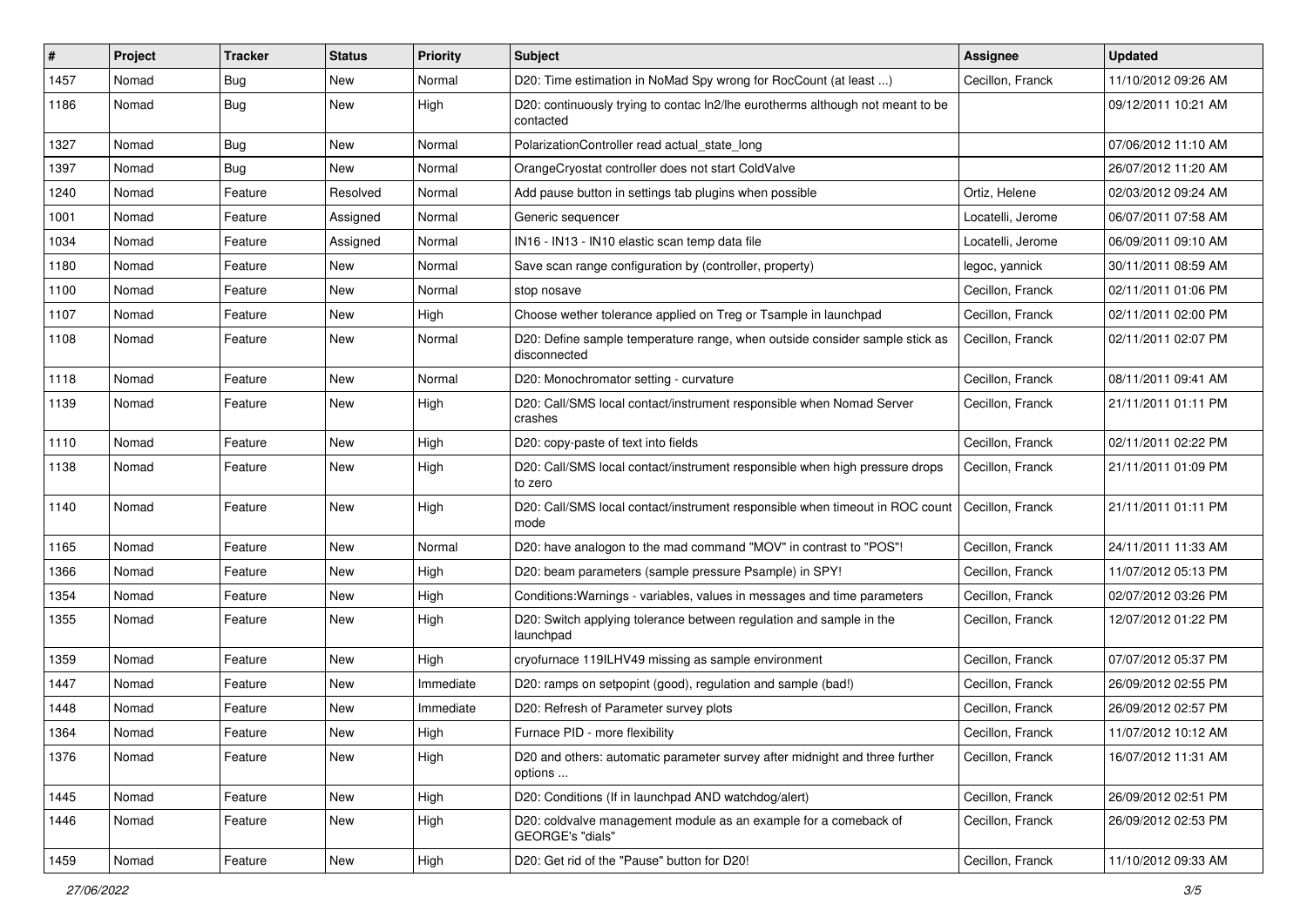| # | Project | Tracker | Status | Priority | Subject | Assignee | Updated |
|---|---|---|---|---|---|---|---|
| 1457 | Nomad | Bug | New | Normal | D20: Time estimation in NoMad Spy wrong for RocCount (at least ...) | Cecillon, Franck | 11/10/2012 09:26 AM |
| 1186 | Nomad | Bug | New | High | D20: continuously trying to contac ln2/lhe eurotherms although not meant to be contacted | | 09/12/2011 10:21 AM |
| 1327 | Nomad | Bug | New | Normal | PolarizationController read actual_state_long | | 07/06/2012 11:10 AM |
| 1397 | Nomad | Bug | New | Normal | OrangeCryostat controller does not start ColdValve | | 26/07/2012 11:20 AM |
| 1240 | Nomad | Feature | Resolved | Normal | Add pause button in settings tab plugins when possible | Ortiz, Helene | 02/03/2012 09:24 AM |
| 1001 | Nomad | Feature | Assigned | Normal | Generic sequencer | Locatelli, Jerome | 06/07/2011 07:58 AM |
| 1034 | Nomad | Feature | Assigned | Normal | IN16 - IN13 - IN10 elastic scan temp data file | Locatelli, Jerome | 06/09/2011 09:10 AM |
| 1180 | Nomad | Feature | New | Normal | Save scan range configuration by (controller, property) | legoc, yannick | 30/11/2011 08:59 AM |
| 1100 | Nomad | Feature | New | Normal | stop nosave | Cecillon, Franck | 02/11/2011 01:06 PM |
| 1107 | Nomad | Feature | New | High | Choose wether tolerance applied on Treg or Tsample in launchpad | Cecillon, Franck | 02/11/2011 02:00 PM |
| 1108 | Nomad | Feature | New | Normal | D20: Define sample temperature range, when outside consider sample stick as disconnected | Cecillon, Franck | 02/11/2011 02:07 PM |
| 1118 | Nomad | Feature | New | Normal | D20: Monochromator setting - curvature | Cecillon, Franck | 08/11/2011 09:41 AM |
| 1139 | Nomad | Feature | New | High | D20: Call/SMS local contact/instrument responsible when Nomad Server crashes | Cecillon, Franck | 21/11/2011 01:11 PM |
| 1110 | Nomad | Feature | New | High | D20: copy-paste of text into fields | Cecillon, Franck | 02/11/2011 02:22 PM |
| 1138 | Nomad | Feature | New | High | D20: Call/SMS local contact/instrument responsible when high pressure drops to zero | Cecillon, Franck | 21/11/2011 01:09 PM |
| 1140 | Nomad | Feature | New | High | D20: Call/SMS local contact/instrument responsible when timeout in ROC count mode | Cecillon, Franck | 21/11/2011 01:11 PM |
| 1165 | Nomad | Feature | New | Normal | D20: have analogon to the mad command "MOV" in contrast to "POS"! | Cecillon, Franck | 24/11/2011 11:33 AM |
| 1366 | Nomad | Feature | New | High | D20: beam parameters (sample pressure Psample) in SPY! | Cecillon, Franck | 11/07/2012 05:13 PM |
| 1354 | Nomad | Feature | New | High | Conditions:Warnings - variables, values in messages and time parameters | Cecillon, Franck | 02/07/2012 03:26 PM |
| 1355 | Nomad | Feature | New | High | D20: Switch applying tolerance between regulation and sample in the launchpad | Cecillon, Franck | 12/07/2012 01:22 PM |
| 1359 | Nomad | Feature | New | High | cryofurnace 119ILHV49 missing as sample environment | Cecillon, Franck | 07/07/2012 05:37 PM |
| 1447 | Nomad | Feature | New | Immediate | D20: ramps on setpopint (good), regulation and sample (bad!) | Cecillon, Franck | 26/09/2012 02:55 PM |
| 1448 | Nomad | Feature | New | Immediate | D20: Refresh of Parameter survey plots | Cecillon, Franck | 26/09/2012 02:57 PM |
| 1364 | Nomad | Feature | New | High | Furnace PID - more flexibility | Cecillon, Franck | 11/07/2012 10:12 AM |
| 1376 | Nomad | Feature | New | High | D20 and others: automatic parameter survey after midnight and three further options ... | Cecillon, Franck | 16/07/2012 11:31 AM |
| 1445 | Nomad | Feature | New | High | D20: Conditions (If in launchpad AND watchdog/alert) | Cecillon, Franck | 26/09/2012 02:51 PM |
| 1446 | Nomad | Feature | New | High | D20: coldvalve management module as an example for a comeback of GEORGE's "dials" | Cecillon, Franck | 26/09/2012 02:53 PM |
| 1459 | Nomad | Feature | New | High | D20: Get rid of the "Pause" button for D20! | Cecillon, Franck | 11/10/2012 09:33 AM |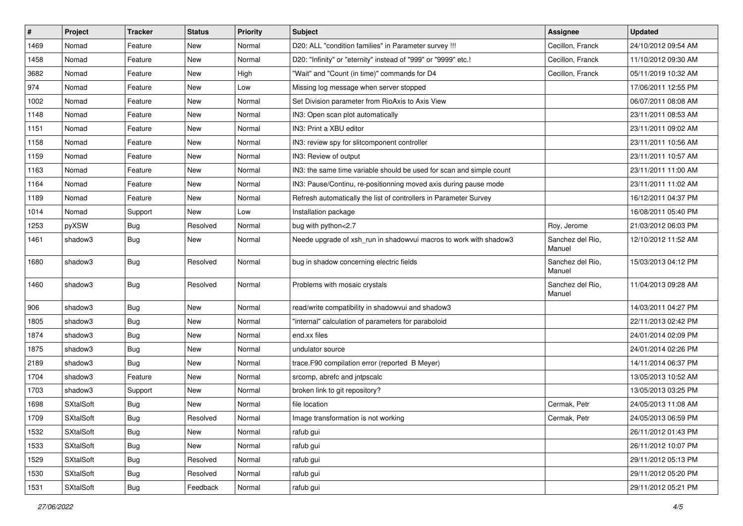| # | Project | Tracker | Status | Priority | Subject | Assignee | Updated |
|---|---|---|---|---|---|---|---|
| 1469 | Nomad | Feature | New | Normal | D20: ALL "condition families" in Parameter survey !!! | Cecillon, Franck | 24/10/2012 09:54 AM |
| 1458 | Nomad | Feature | New | Normal | D20: "Infinity" or "eternity" instead of "999" or "9999" etc.! | Cecillon, Franck | 11/10/2012 09:30 AM |
| 3682 | Nomad | Feature | New | High | "Wait" and "Count (in time)" commands for D4 | Cecillon, Franck | 05/11/2019 10:32 AM |
| 974 | Nomad | Feature | New | Low | Missing log message when server stopped | | 17/06/2011 12:55 PM |
| 1002 | Nomad | Feature | New | Normal | Set Division parameter from RioAxis to Axis View | | 06/07/2011 08:08 AM |
| 1148 | Nomad | Feature | New | Normal | IN3: Open scan plot automatically | | 23/11/2011 08:53 AM |
| 1151 | Nomad | Feature | New | Normal | IN3: Print a XBU editor | | 23/11/2011 09:02 AM |
| 1158 | Nomad | Feature | New | Normal | IN3: review spy for slitcomponent controller | | 23/11/2011 10:56 AM |
| 1159 | Nomad | Feature | New | Normal | IN3: Review of output | | 23/11/2011 10:57 AM |
| 1163 | Nomad | Feature | New | Normal | IN3: the same time variable should be used for scan and simple count | | 23/11/2011 11:00 AM |
| 1164 | Nomad | Feature | New | Normal | IN3: Pause/Continu, re-positionning moved axis during pause mode | | 23/11/2011 11:02 AM |
| 1189 | Nomad | Feature | New | Normal | Refresh automatically the list of controllers in Parameter Survey | | 16/12/2011 04:37 PM |
| 1014 | Nomad | Support | New | Low | Installation package | | 16/08/2011 05:40 PM |
| 1253 | pyXSW | Bug | Resolved | Normal | bug with python<2.7 | Roy, Jerome | 21/03/2012 06:03 PM |
| 1461 | shadow3 | Bug | New | Normal | Neede upgrade of xsh_run in shadowvui macros to work with shadow3 | Sanchez del Rio, Manuel | 12/10/2012 11:52 AM |
| 1680 | shadow3 | Bug | Resolved | Normal | bug in shadow concerning electric fields | Sanchez del Rio, Manuel | 15/03/2013 04:12 PM |
| 1460 | shadow3 | Bug | Resolved | Normal | Problems with mosaic crystals | Sanchez del Rio, Manuel | 11/04/2013 09:28 AM |
| 906 | shadow3 | Bug | New | Normal | read/write compatibility in shadowvui and shadow3 | | 14/03/2011 04:27 PM |
| 1805 | shadow3 | Bug | New | Normal | "internal" calculation of parameters for paraboloid | | 22/11/2013 02:42 PM |
| 1874 | shadow3 | Bug | New | Normal | end.xx files | | 24/01/2014 02:09 PM |
| 1875 | shadow3 | Bug | New | Normal | undulator source | | 24/01/2014 02:26 PM |
| 2189 | shadow3 | Bug | New | Normal | trace.F90 compilation error (reported B Meyer) | | 14/11/2014 06:37 PM |
| 1704 | shadow3 | Feature | New | Normal | srcomp, abrefc and jntpscalc | | 13/05/2013 10:52 AM |
| 1703 | shadow3 | Support | New | Normal | broken link to git repository? | | 13/05/2013 03:25 PM |
| 1698 | SXtalSoft | Bug | New | Normal | file location | Cermak, Petr | 24/05/2013 11:08 AM |
| 1709 | SXtalSoft | Bug | Resolved | Normal | Image transformation is not working | Cermak, Petr | 24/05/2013 06:59 PM |
| 1532 | SXtalSoft | Bug | New | Normal | rafub gui | | 26/11/2012 01:43 PM |
| 1533 | SXtalSoft | Bug | New | Normal | rafub gui | | 26/11/2012 10:07 PM |
| 1529 | SXtalSoft | Bug | Resolved | Normal | rafub gui | | 29/11/2012 05:13 PM |
| 1530 | SXtalSoft | Bug | Resolved | Normal | rafub gui | | 29/11/2012 05:20 PM |
| 1531 | SXtalSoft | Bug | Feedback | Normal | rafub gui | | 29/11/2012 05:21 PM |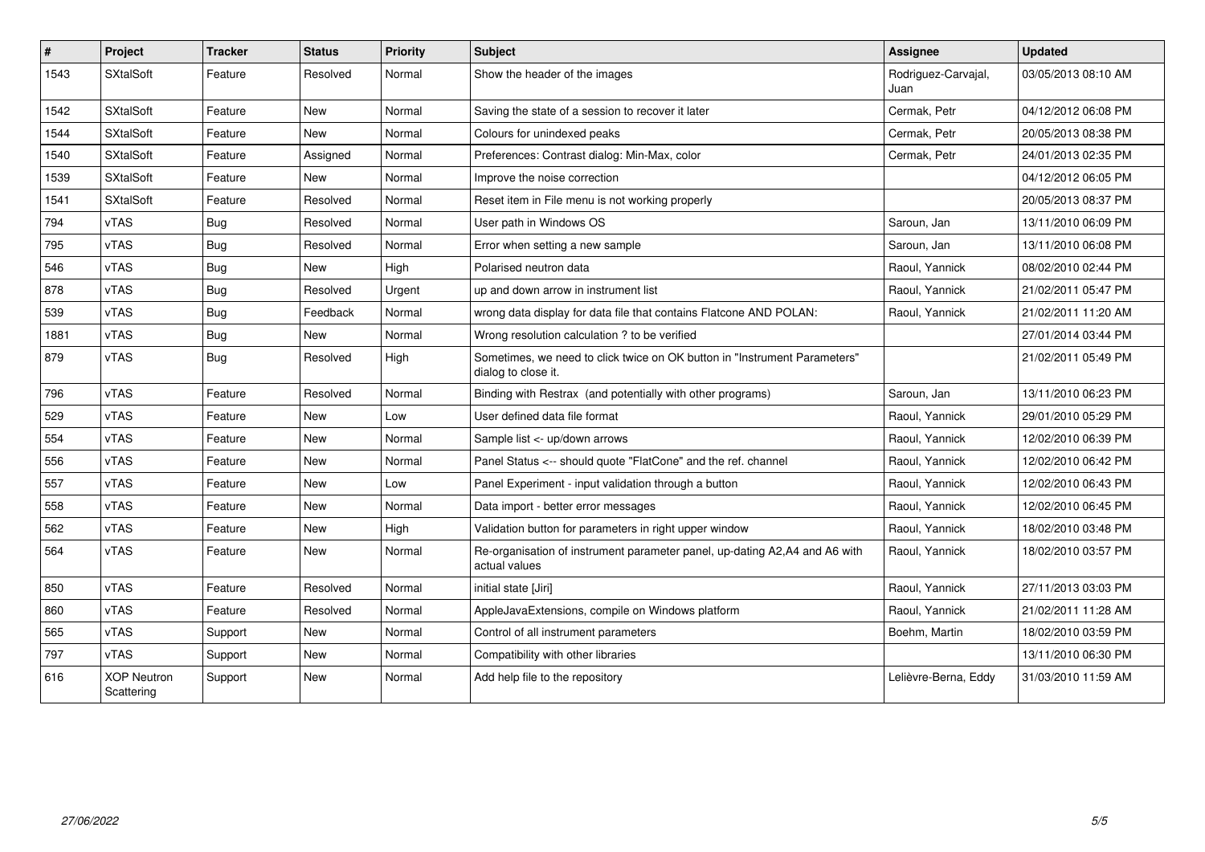| # | Project | Tracker | Status | Priority | Subject | Assignee | Updated |
|---|---|---|---|---|---|---|---|
| 1543 | SXtalSoft | Feature | Resolved | Normal | Show the header of the images | Rodriguez-Carvajal, Juan | 03/05/2013 08:10 AM |
| 1542 | SXtalSoft | Feature | New | Normal | Saving the state of a session to recover it later | Cermak, Petr | 04/12/2012 06:08 PM |
| 1544 | SXtalSoft | Feature | New | Normal | Colours for unindexed peaks | Cermak, Petr | 20/05/2013 08:38 PM |
| 1540 | SXtalSoft | Feature | Assigned | Normal | Preferences: Contrast dialog: Min-Max, color | Cermak, Petr | 24/01/2013 02:35 PM |
| 1539 | SXtalSoft | Feature | New | Normal | Improve the noise correction | | 04/12/2012 06:05 PM |
| 1541 | SXtalSoft | Feature | Resolved | Normal | Reset item in File menu is not working properly | | 20/05/2013 08:37 PM |
| 794 | vTAS | Bug | Resolved | Normal | User path in Windows OS | Saroun, Jan | 13/11/2010 06:09 PM |
| 795 | vTAS | Bug | Resolved | Normal | Error when setting a new sample | Saroun, Jan | 13/11/2010 06:08 PM |
| 546 | vTAS | Bug | New | High | Polarised neutron data | Raoul, Yannick | 08/02/2010 02:44 PM |
| 878 | vTAS | Bug | Resolved | Urgent | up and down arrow in instrument list | Raoul, Yannick | 21/02/2011 05:47 PM |
| 539 | vTAS | Bug | Feedback | Normal | wrong data display for data file that contains Flatcone AND POLAN: | Raoul, Yannick | 21/02/2011 11:20 AM |
| 1881 | vTAS | Bug | New | Normal | Wrong resolution calculation ? to be verified | | 27/01/2014 03:44 PM |
| 879 | vTAS | Bug | Resolved | High | Sometimes, we need to click twice on OK button in "Instrument Parameters" dialog to close it. | | 21/02/2011 05:49 PM |
| 796 | vTAS | Feature | Resolved | Normal | Binding with Restrax (and potentially with other programs) | Saroun, Jan | 13/11/2010 06:23 PM |
| 529 | vTAS | Feature | New | Low | User defined data file format | Raoul, Yannick | 29/01/2010 05:29 PM |
| 554 | vTAS | Feature | New | Normal | Sample list <- up/down arrows | Raoul, Yannick | 12/02/2010 06:39 PM |
| 556 | vTAS | Feature | New | Normal | Panel Status <-- should quote "FlatCone" and the ref. channel | Raoul, Yannick | 12/02/2010 06:42 PM |
| 557 | vTAS | Feature | New | Low | Panel Experiment - input validation through a button | Raoul, Yannick | 12/02/2010 06:43 PM |
| 558 | vTAS | Feature | New | Normal | Data import - better error messages | Raoul, Yannick | 12/02/2010 06:45 PM |
| 562 | vTAS | Feature | New | High | Validation button for parameters in right upper window | Raoul, Yannick | 18/02/2010 03:48 PM |
| 564 | vTAS | Feature | New | Normal | Re-organisation of instrument parameter panel, up-dating A2,A4 and A6 with actual values | Raoul, Yannick | 18/02/2010 03:57 PM |
| 850 | vTAS | Feature | Resolved | Normal | initial state [Jiri] | Raoul, Yannick | 27/11/2013 03:03 PM |
| 860 | vTAS | Feature | Resolved | Normal | AppleJavaExtensions, compile on Windows platform | Raoul, Yannick | 21/02/2011 11:28 AM |
| 565 | vTAS | Support | New | Normal | Control of all instrument parameters | Boehm, Martin | 18/02/2010 03:59 PM |
| 797 | vTAS | Support | New | Normal | Compatibility with other libraries | | 13/11/2010 06:30 PM |
| 616 | XOP Neutron Scattering | Support | New | Normal | Add help file to the repository | Lelièvre-Berna, Eddy | 31/03/2010 11:59 AM |